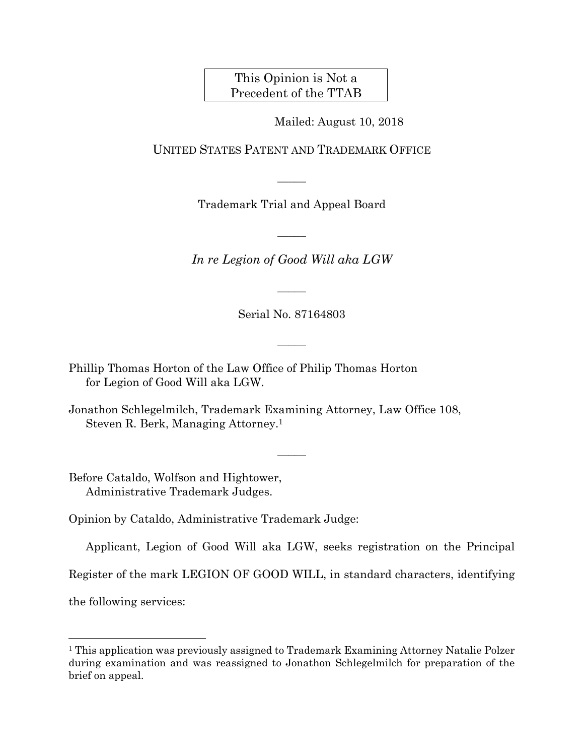This Opinion is Not a Precedent of the TTAB

Mailed: August 10, 2018

UNITED STATES PATENT AND TRADEMARK OFFICE

—————

Trademark Trial and Appeal Board

—————

*In re Legion of Good Will aka LGW*

—————

Serial No. 87164803

—————

Phillip Thomas Horton of the Law Office of Philip Thomas Horton
for Legion of Good Will aka LGW.

Jonathon Schlegelmilch, Trademark Examining Attorney, Law Office 108,
Steven R. Berk, Managing Attorney.[1]

—————

Before Cataldo, Wolfson and Hightower,
Administrative Trademark Judges.

Opinion by Cataldo, Administrative Trademark Judge:

Applicant, Legion of Good Will aka LGW, seeks registration on the Principal Register of the mark LEGION OF GOOD WILL, in standard characters, identifying the following services:

---

[1] This application was previously assigned to Trademark Examining Attorney Natalie Polzer during examination and was reassigned to Jonathon Schlegelmilch for preparation of the brief on appeal.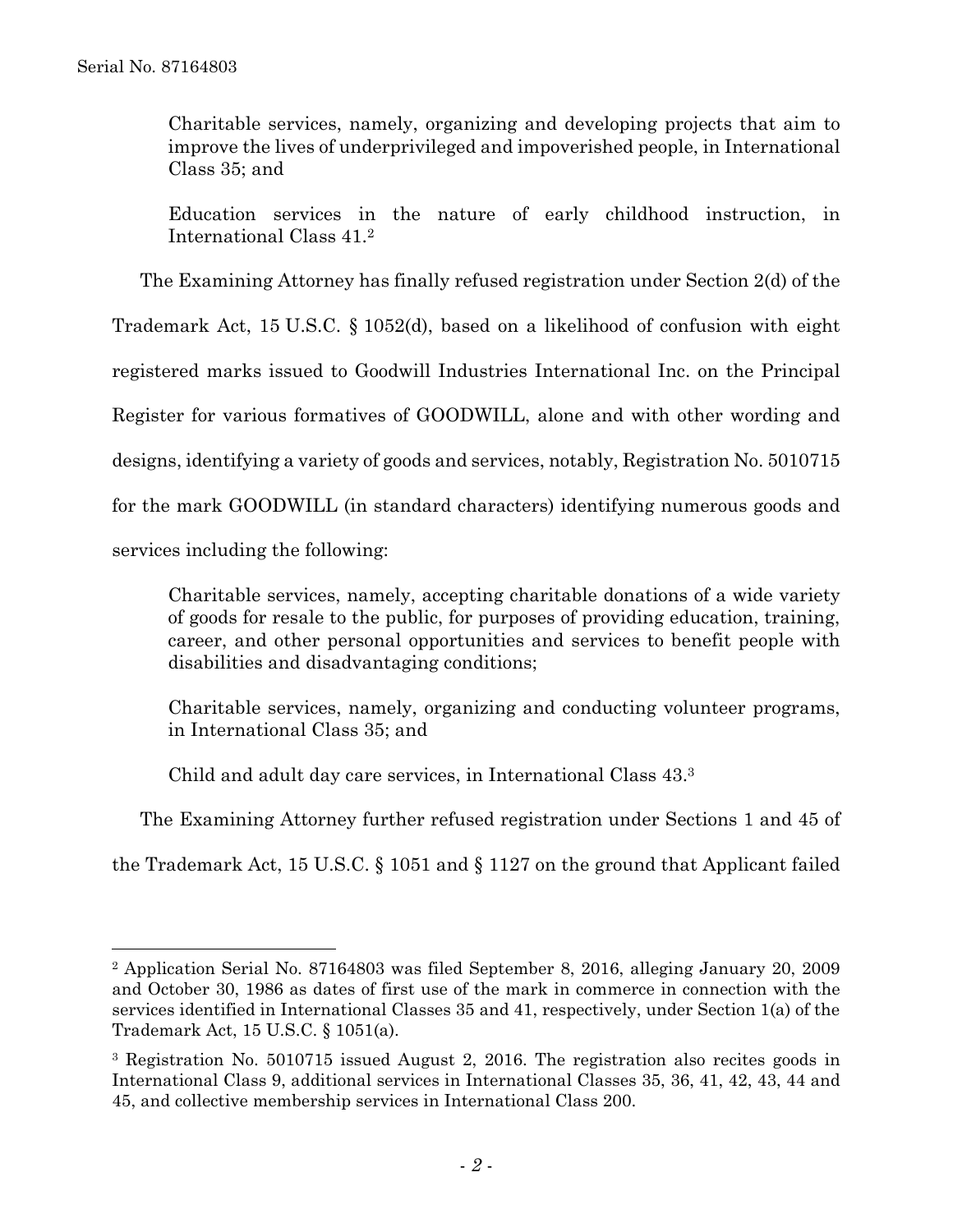> Charitable services, namely, organizing and developing projects that aim to improve the lives of underprivileged and impoverished people, in International Class 35; and
>
> Education services in the nature of early childhood instruction, in International Class 41.[2]

The Examining Attorney has finally refused registration under Section 2(d) of the Trademark Act, 15 U.S.C. § 1052(d), based on a likelihood of confusion with eight registered marks issued to Goodwill Industries International Inc. on the Principal Register for various formatives of GOODWILL, alone and with other wording and designs, identifying a variety of goods and services, notably, Registration No. 5010715 for the mark GOODWILL (in standard characters) identifying numerous goods and services including the following:

> Charitable services, namely, accepting charitable donations of a wide variety of goods for resale to the public, for purposes of providing education, training, career, and other personal opportunities and services to benefit people with disabilities and disadvantaging conditions;
>
> Charitable services, namely, organizing and conducting volunteer programs, in International Class 35; and
>
> Child and adult day care services, in International Class 43.[3]

The Examining Attorney further refused registration under Sections 1 and 45 of the Trademark Act, 15 U.S.C. § 1051 and § 1127 on the ground that Applicant failed

---

[2] Application Serial No. 87164803 was filed September 8, 2016, alleging January 20, 2009 and October 30, 1986 as dates of first use of the mark in commerce in connection with the services identified in International Classes 35 and 41, respectively, under Section 1(a) of the Trademark Act, 15 U.S.C. § 1051(a).

[3] Registration No. 5010715 issued August 2, 2016. The registration also recites goods in International Class 9, additional services in International Classes 35, 36, 41, 42, 43, 44 and 45, and collective membership services in International Class 200.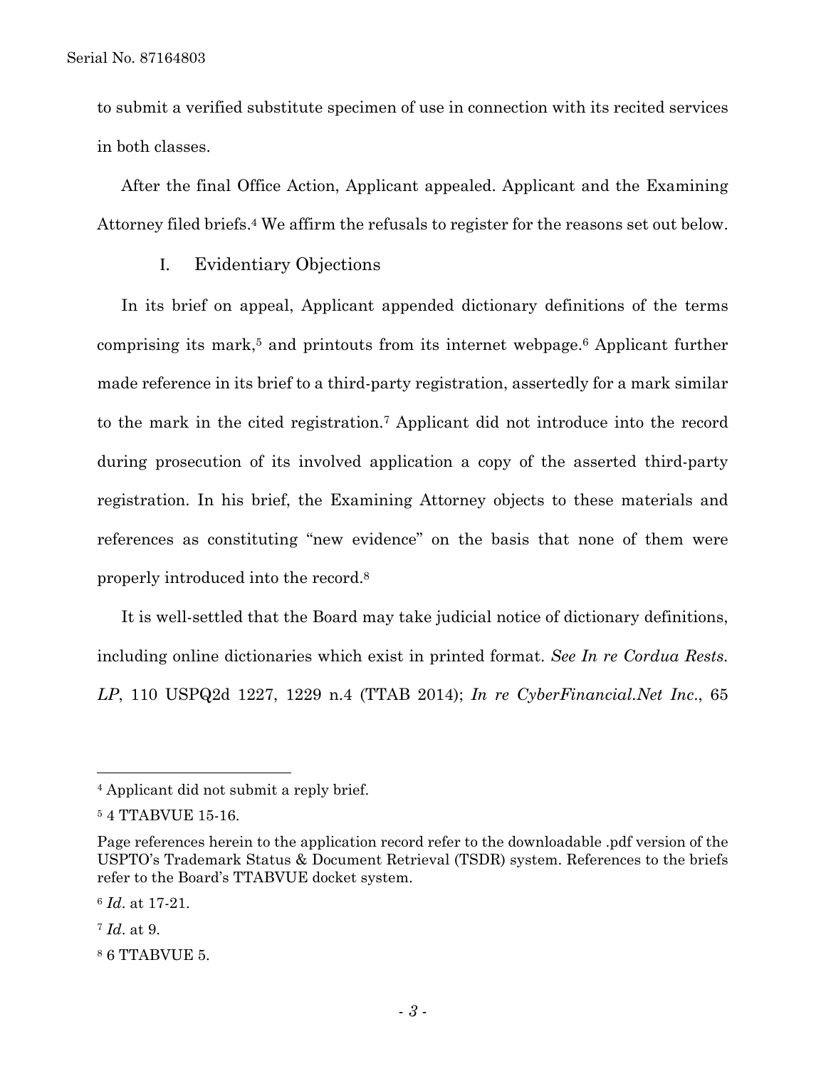to submit a verified substitute specimen of use in connection with its recited services in both classes.

After the final Office Action, Applicant appealed. Applicant and the Examining Attorney filed briefs.[4] We affirm the refusals to register for the reasons set out below.

## I. Evidentiary Objections

In its brief on appeal, Applicant appended dictionary definitions of the terms comprising its mark,[5] and printouts from its internet webpage.[6] Applicant further made reference in its brief to a third-party registration, assertedly for a mark similar to the mark in the cited registration.[7] Applicant did not introduce into the record during prosecution of its involved application a copy of the asserted third-party registration. In his brief, the Examining Attorney objects to these materials and references as constituting "new evidence" on the basis that none of them were properly introduced into the record.[8]

It is well-settled that the Board may take judicial notice of dictionary definitions, including online dictionaries which exist in printed format. *See In re Cordua Rests. LP*, 110 USPQ2d 1227, 1229 n.4 (TTAB 2014); *In re CyberFinancial.Net Inc.*, 65

---

[4] Applicant did not submit a reply brief.

[5] 4 TTABVUE 15-16.

Page references herein to the application record refer to the downloadable .pdf version of the USPTO's Trademark Status & Document Retrieval (TSDR) system. References to the briefs refer to the Board's TTABVUE docket system.

[6] *Id*. at 17-21.

[7] *Id*. at 9.

[8] 6 TTABVUE 5.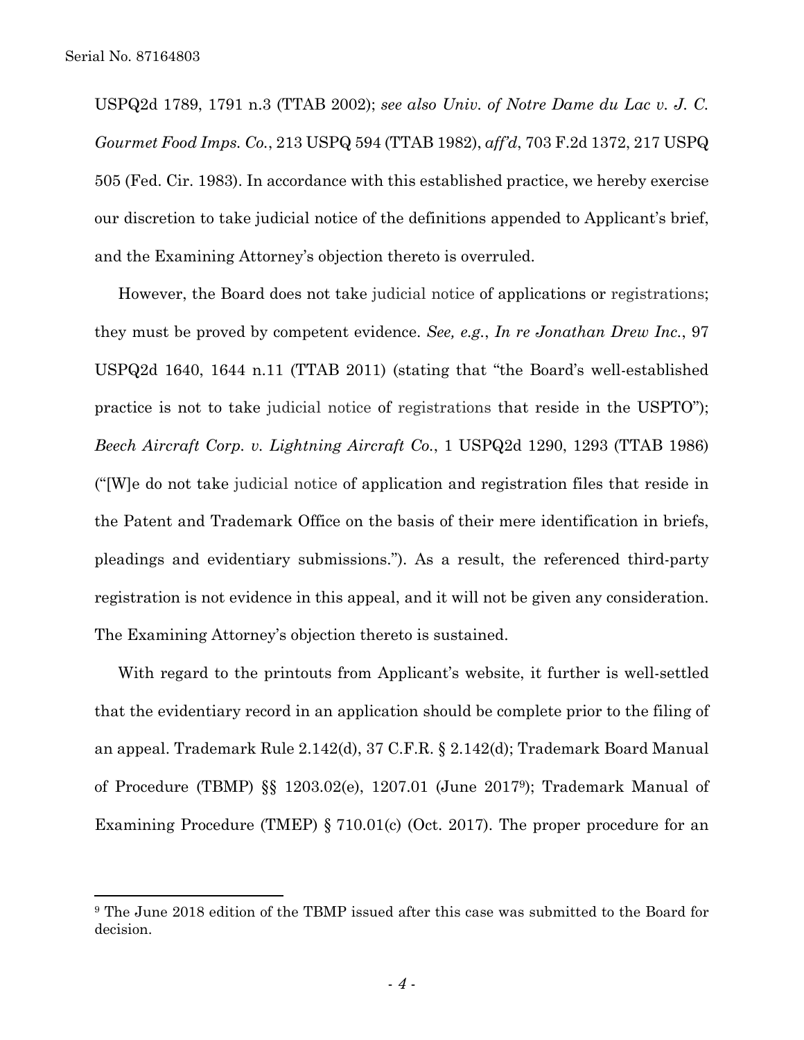USPQ2d 1789, 1791 n.3 (TTAB 2002); *see also Univ. of Notre Dame du Lac v. J. C. Gourmet Food Imps. Co.*, 213 USPQ 594 (TTAB 1982), *aff'd*, 703 F.2d 1372, 217 USPQ 505 (Fed. Cir. 1983). In accordance with this established practice, we hereby exercise our discretion to take judicial notice of the definitions appended to Applicant's brief, and the Examining Attorney's objection thereto is overruled.

However, the Board does not take judicial notice of applications or registrations; they must be proved by competent evidence. *See, e.g.*, *In re Jonathan Drew Inc.*, 97 USPQ2d 1640, 1644 n.11 (TTAB 2011) (stating that "the Board's well-established practice is not to take judicial notice of registrations that reside in the USPTO"); *Beech Aircraft Corp. v. Lightning Aircraft Co.*, 1 USPQ2d 1290, 1293 (TTAB 1986) ("[W]e do not take judicial notice of application and registration files that reside in the Patent and Trademark Office on the basis of their mere identification in briefs, pleadings and evidentiary submissions."). As a result, the referenced third-party registration is not evidence in this appeal, and it will not be given any consideration. The Examining Attorney's objection thereto is sustained.

With regard to the printouts from Applicant's website, it further is well-settled that the evidentiary record in an application should be complete prior to the filing of an appeal. Trademark Rule 2.142(d), 37 C.F.R. § 2.142(d); Trademark Board Manual of Procedure (TBMP) §§ 1203.02(e), 1207.01 (June 2017[9]); Trademark Manual of Examining Procedure (TMEP) § 710.01(c) (Oct. 2017). The proper procedure for an

---

[9] The June 2018 edition of the TBMP issued after this case was submitted to the Board for decision.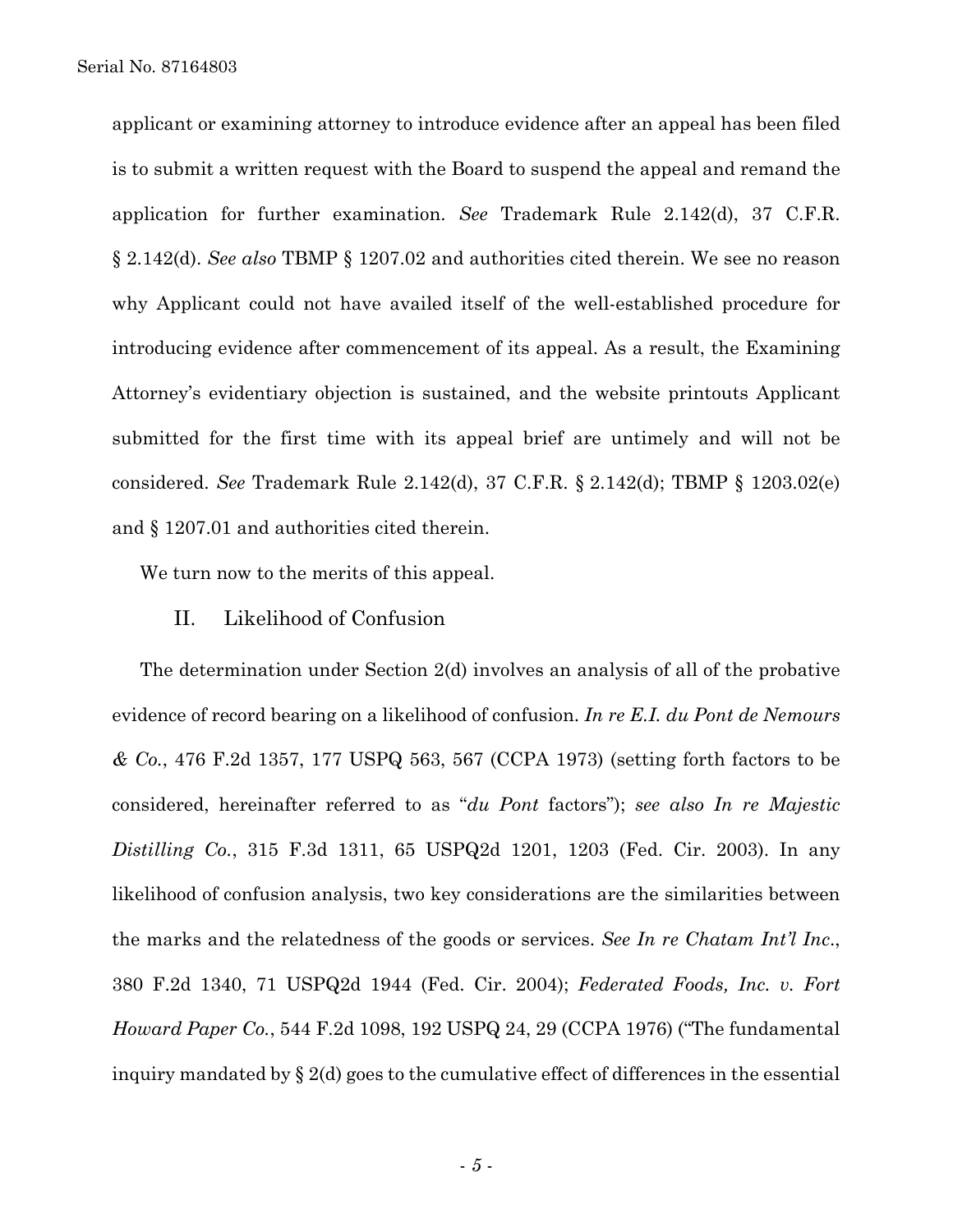applicant or examining attorney to introduce evidence after an appeal has been filed is to submit a written request with the Board to suspend the appeal and remand the application for further examination. *See* Trademark Rule 2.142(d), 37 C.F.R. § 2.142(d). *See also* TBMP § 1207.02 and authorities cited therein. We see no reason why Applicant could not have availed itself of the well-established procedure for introducing evidence after commencement of its appeal. As a result, the Examining Attorney's evidentiary objection is sustained, and the website printouts Applicant submitted for the first time with its appeal brief are untimely and will not be considered. *See* Trademark Rule 2.142(d), 37 C.F.R. § 2.142(d); TBMP § 1203.02(e) and § 1207.01 and authorities cited therein.

We turn now to the merits of this appeal.

## II. Likelihood of Confusion

The determination under Section 2(d) involves an analysis of all of the probative evidence of record bearing on a likelihood of confusion. *In re E.I. du Pont de Nemours & Co.*, 476 F.2d 1357, 177 USPQ 563, 567 (CCPA 1973) (setting forth factors to be considered, hereinafter referred to as "*du Pont* factors"); *see also In re Majestic Distilling Co.*, 315 F.3d 1311, 65 USPQ2d 1201, 1203 (Fed. Cir. 2003). In any likelihood of confusion analysis, two key considerations are the similarities between the marks and the relatedness of the goods or services. *See In re Chatam Int'l Inc.*, 380 F.2d 1340, 71 USPQ2d 1944 (Fed. Cir. 2004); *Federated Foods, Inc. v. Fort Howard Paper Co.*, 544 F.2d 1098, 192 USPQ 24, 29 (CCPA 1976) ("The fundamental inquiry mandated by § 2(d) goes to the cumulative effect of differences in the essential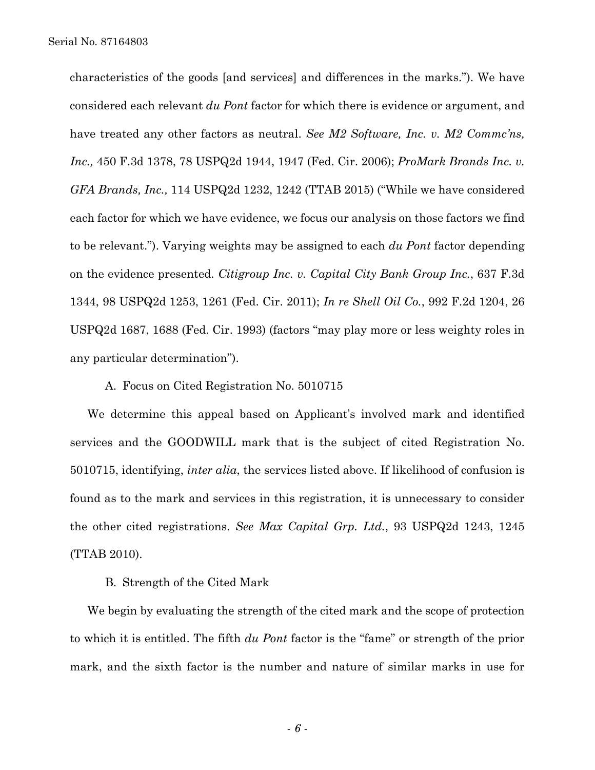characteristics of the goods [and services] and differences in the marks."). We have considered each relevant *du Pont* factor for which there is evidence or argument, and have treated any other factors as neutral. *See M2 Software, Inc. v. M2 Commc'ns, Inc.,* 450 F.3d 1378, 78 USPQ2d 1944, 1947 (Fed. Cir. 2006); *ProMark Brands Inc. v. GFA Brands, Inc.,* 114 USPQ2d 1232, 1242 (TTAB 2015) ("While we have considered each factor for which we have evidence, we focus our analysis on those factors we find to be relevant."). Varying weights may be assigned to each *du Pont* factor depending on the evidence presented. *Citigroup Inc. v. Capital City Bank Group Inc.*, 637 F.3d 1344, 98 USPQ2d 1253, 1261 (Fed. Cir. 2011); *In re Shell Oil Co.*, 992 F.2d 1204, 26 USPQ2d 1687, 1688 (Fed. Cir. 1993) (factors "may play more or less weighty roles in any particular determination").

### A. Focus on Cited Registration No. 5010715

We determine this appeal based on Applicant's involved mark and identified services and the GOODWILL mark that is the subject of cited Registration No. 5010715, identifying, *inter alia*, the services listed above. If likelihood of confusion is found as to the mark and services in this registration, it is unnecessary to consider the other cited registrations. *See Max Capital Grp. Ltd.*, 93 USPQ2d 1243, 1245 (TTAB 2010).

### B. Strength of the Cited Mark

We begin by evaluating the strength of the cited mark and the scope of protection to which it is entitled. The fifth *du Pont* factor is the "fame" or strength of the prior mark, and the sixth factor is the number and nature of similar marks in use for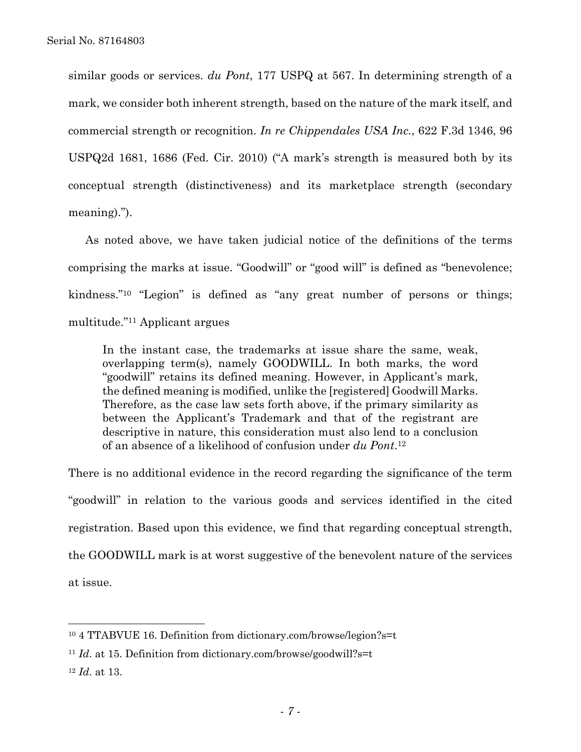similar goods or services. *du Pont*, 177 USPQ at 567. In determining strength of a mark, we consider both inherent strength, based on the nature of the mark itself, and commercial strength or recognition. *In re Chippendales USA Inc.*, 622 F.3d 1346, 96 USPQ2d 1681, 1686 (Fed. Cir. 2010) ("A mark's strength is measured both by its conceptual strength (distinctiveness) and its marketplace strength (secondary meaning).").

As noted above, we have taken judicial notice of the definitions of the terms comprising the marks at issue. "Goodwill" or "good will" is defined as "benevolence; kindness."[10] "Legion" is defined as "any great number of persons or things; multitude."[11] Applicant argues

> In the instant case, the trademarks at issue share the same, weak, overlapping term(s), namely GOODWILL. In both marks, the word "goodwill" retains its defined meaning. However, in Applicant's mark, the defined meaning is modified, unlike the [registered] Goodwill Marks. Therefore, as the case law sets forth above, if the primary similarity as between the Applicant's Trademark and that of the registrant are descriptive in nature, this consideration must also lend to a conclusion of an absence of a likelihood of confusion under *du Pont*.[12]

There is no additional evidence in the record regarding the significance of the term "goodwill" in relation to the various goods and services identified in the cited registration. Based upon this evidence, we find that regarding conceptual strength, the GOODWILL mark is at worst suggestive of the benevolent nature of the services at issue.

---

[10] 4 TTABVUE 16. Definition from dictionary.com/browse/legion?s=t

[11] *Id*. at 15. Definition from dictionary.com/browse/goodwill?s=t

[12] *Id*. at 13.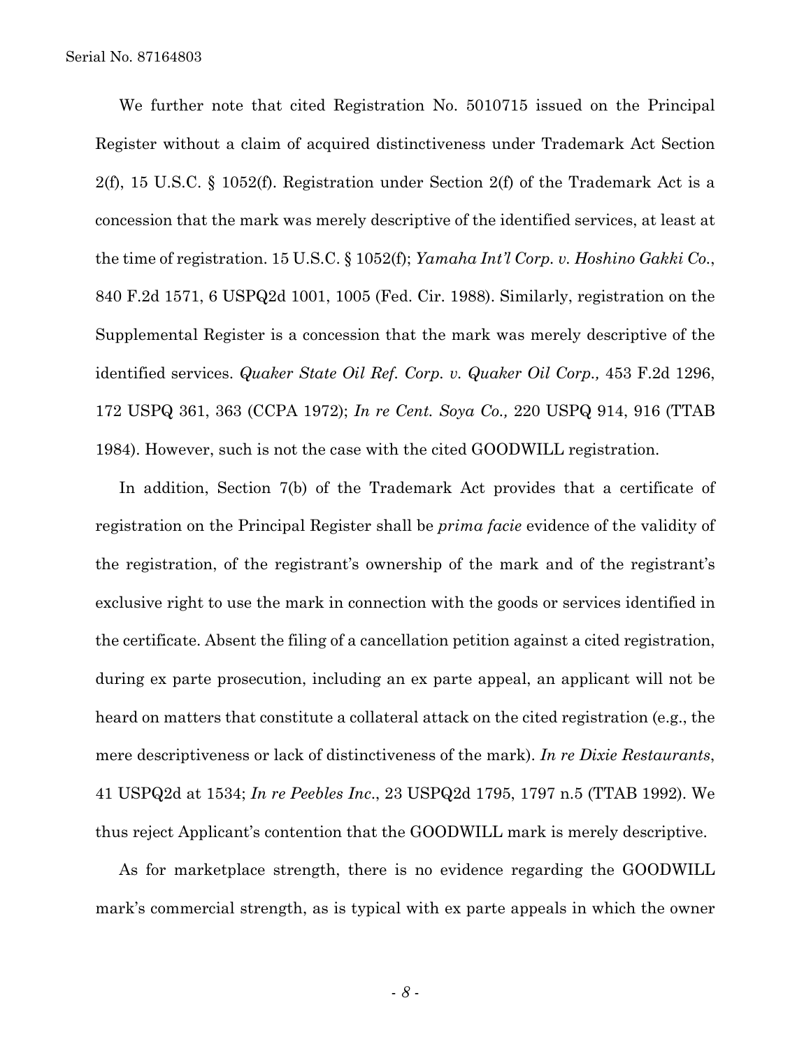We further note that cited Registration No. 5010715 issued on the Principal Register without a claim of acquired distinctiveness under Trademark Act Section 2(f), 15 U.S.C. § 1052(f). Registration under Section 2(f) of the Trademark Act is a concession that the mark was merely descriptive of the identified services, at least at the time of registration. 15 U.S.C. § 1052(f); *Yamaha Int'l Corp. v. Hoshino Gakki Co.*, 840 F.2d 1571, 6 USPQ2d 1001, 1005 (Fed. Cir. 1988). Similarly, registration on the Supplemental Register is a concession that the mark was merely descriptive of the identified services. *Quaker State Oil Ref. Corp. v. Quaker Oil Corp.,* 453 F.2d 1296, 172 USPQ 361, 363 (CCPA 1972); *In re Cent. Soya Co.,* 220 USPQ 914, 916 (TTAB 1984). However, such is not the case with the cited GOODWILL registration.

In addition, Section 7(b) of the Trademark Act provides that a certificate of registration on the Principal Register shall be *prima facie* evidence of the validity of the registration, of the registrant's ownership of the mark and of the registrant's exclusive right to use the mark in connection with the goods or services identified in the certificate. Absent the filing of a cancellation petition against a cited registration, during ex parte prosecution, including an ex parte appeal, an applicant will not be heard on matters that constitute a collateral attack on the cited registration (e.g., the mere descriptiveness or lack of distinctiveness of the mark). *In re Dixie Restaurants*, 41 USPQ2d at 1534; *In re Peebles Inc*., 23 USPQ2d 1795, 1797 n.5 (TTAB 1992). We thus reject Applicant's contention that the GOODWILL mark is merely descriptive.

As for marketplace strength, there is no evidence regarding the GOODWILL mark's commercial strength, as is typical with ex parte appeals in which the owner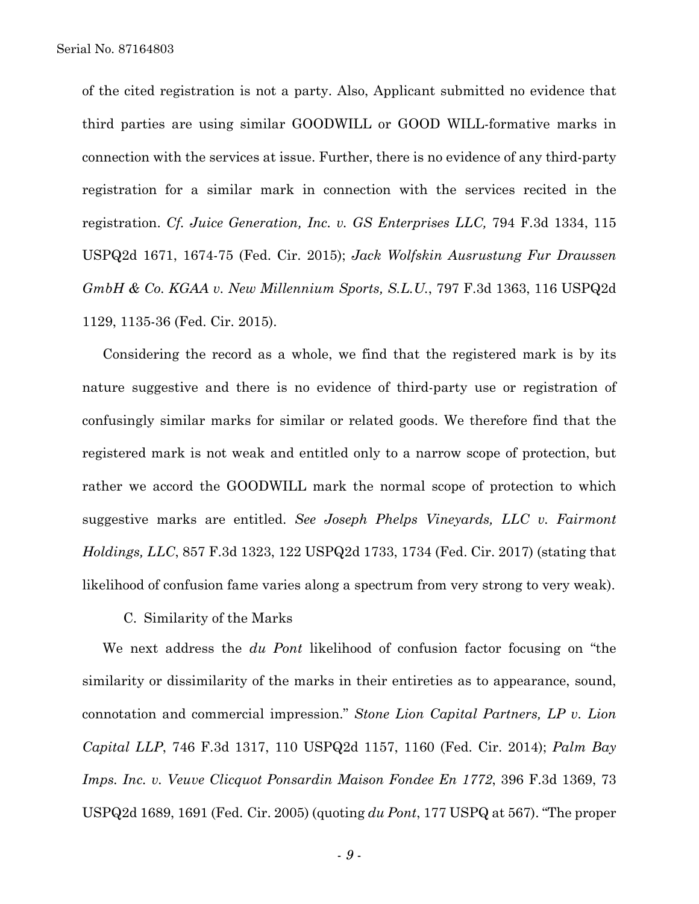of the cited registration is not a party. Also, Applicant submitted no evidence that third parties are using similar GOODWILL or GOOD WILL-formative marks in connection with the services at issue. Further, there is no evidence of any third-party registration for a similar mark in connection with the services recited in the registration. *Cf. Juice Generation, Inc. v. GS Enterprises LLC,* 794 F.3d 1334, 115 USPQ2d 1671, 1674-75 (Fed. Cir. 2015); *Jack Wolfskin Ausrustung Fur Draussen GmbH & Co. KGAA v. New Millennium Sports, S.L.U.*, 797 F.3d 1363, 116 USPQ2d 1129, 1135-36 (Fed. Cir. 2015).

Considering the record as a whole, we find that the registered mark is by its nature suggestive and there is no evidence of third-party use or registration of confusingly similar marks for similar or related goods. We therefore find that the registered mark is not weak and entitled only to a narrow scope of protection, but rather we accord the GOODWILL mark the normal scope of protection to which suggestive marks are entitled. *See Joseph Phelps Vineyards, LLC v. Fairmont Holdings, LLC*, 857 F.3d 1323, 122 USPQ2d 1733, 1734 (Fed. Cir. 2017) (stating that likelihood of confusion fame varies along a spectrum from very strong to very weak).

C. Similarity of the Marks

We next address the *du Pont* likelihood of confusion factor focusing on "the similarity or dissimilarity of the marks in their entireties as to appearance, sound, connotation and commercial impression." *Stone Lion Capital Partners, LP v. Lion Capital LLP*, 746 F.3d 1317, 110 USPQ2d 1157, 1160 (Fed. Cir. 2014); *Palm Bay Imps. Inc. v. Veuve Clicquot Ponsardin Maison Fondee En 1772*, 396 F.3d 1369, 73 USPQ2d 1689, 1691 (Fed. Cir. 2005) (quoting *du Pont*, 177 USPQ at 567). "The proper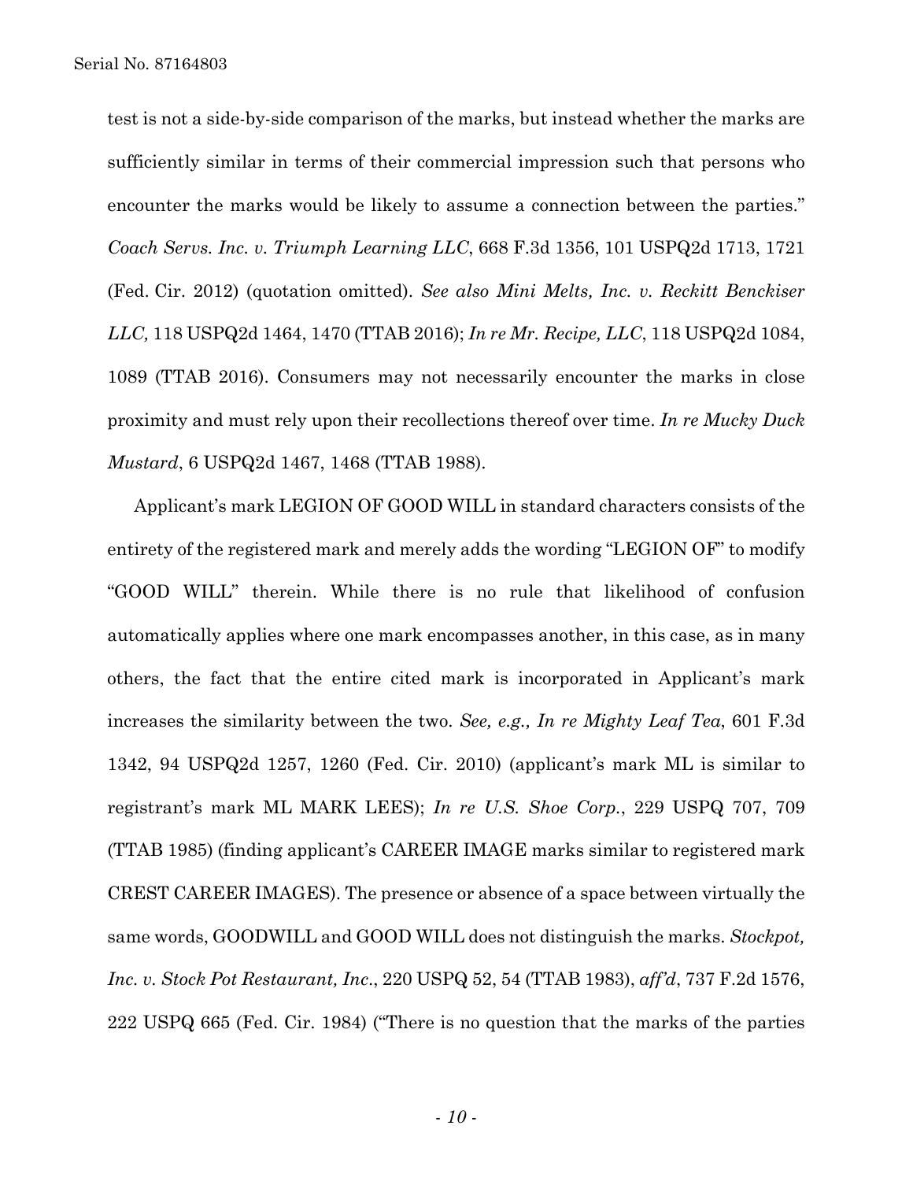test is not a side-by-side comparison of the marks, but instead whether the marks are sufficiently similar in terms of their commercial impression such that persons who encounter the marks would be likely to assume a connection between the parties." *Coach Servs. Inc. v. Triumph Learning LLC*, 668 F.3d 1356, 101 USPQ2d 1713, 1721 (Fed. Cir. 2012) (quotation omitted). *See also Mini Melts, Inc. v. Reckitt Benckiser LLC,* 118 USPQ2d 1464, 1470 (TTAB 2016); *In re Mr. Recipe, LLC*, 118 USPQ2d 1084, 1089 (TTAB 2016). Consumers may not necessarily encounter the marks in close proximity and must rely upon their recollections thereof over time. *In re Mucky Duck Mustard*, 6 USPQ2d 1467, 1468 (TTAB 1988).

Applicant's mark LEGION OF GOOD WILL in standard characters consists of the entirety of the registered mark and merely adds the wording "LEGION OF" to modify "GOOD WILL" therein. While there is no rule that likelihood of confusion automatically applies where one mark encompasses another, in this case, as in many others, the fact that the entire cited mark is incorporated in Applicant's mark increases the similarity between the two. *See, e.g., In re Mighty Leaf Tea*, 601 F.3d 1342, 94 USPQ2d 1257, 1260 (Fed. Cir. 2010) (applicant's mark ML is similar to registrant's mark ML MARK LEES); *In re U.S. Shoe Corp.*, 229 USPQ 707, 709 (TTAB 1985) (finding applicant's CAREER IMAGE marks similar to registered mark CREST CAREER IMAGES). The presence or absence of a space between virtually the same words, GOODWILL and GOOD WILL does not distinguish the marks. *Stockpot, Inc. v. Stock Pot Restaurant, Inc.*, 220 USPQ 52, 54 (TTAB 1983), *aff'd*, 737 F.2d 1576, 222 USPQ 665 (Fed. Cir. 1984) ("There is no question that the marks of the parties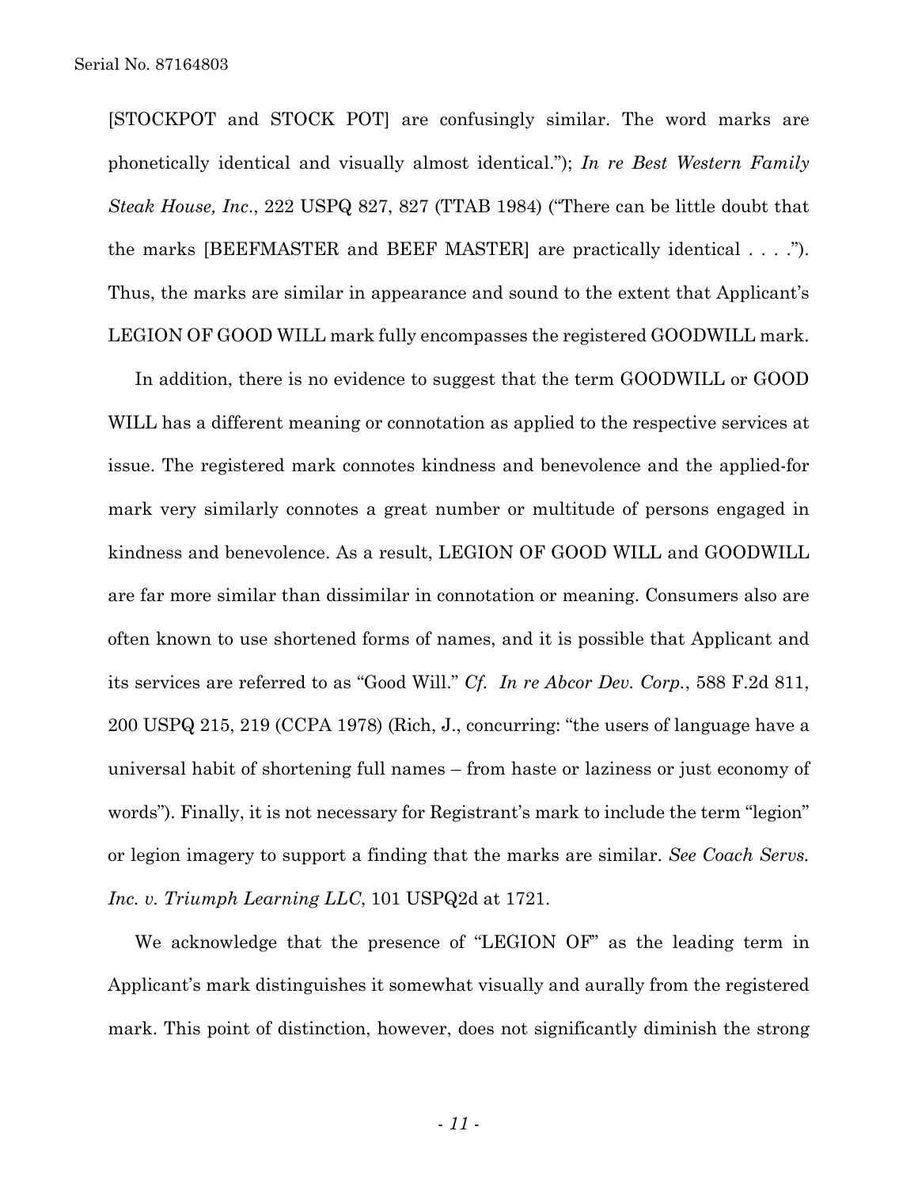[STOCKPOT and STOCK POT] are confusingly similar. The word marks are phonetically identical and visually almost identical."); *In re Best Western Family Steak House, Inc*., 222 USPQ 827, 827 (TTAB 1984) ("There can be little doubt that the marks [BEEFMASTER and BEEF MASTER] are practically identical . . . ."). Thus, the marks are similar in appearance and sound to the extent that Applicant's LEGION OF GOOD WILL mark fully encompasses the registered GOODWILL mark.

In addition, there is no evidence to suggest that the term GOODWILL or GOOD WILL has a different meaning or connotation as applied to the respective services at issue. The registered mark connotes kindness and benevolence and the applied-for mark very similarly connotes a great number or multitude of persons engaged in kindness and benevolence. As a result, LEGION OF GOOD WILL and GOODWILL are far more similar than dissimilar in connotation or meaning. Consumers also are often known to use shortened forms of names, and it is possible that Applicant and its services are referred to as "Good Will." *Cf. In re Abcor Dev. Corp.*, 588 F.2d 811, 200 USPQ 215, 219 (CCPA 1978) (Rich, J., concurring: "the users of language have a universal habit of shortening full names – from haste or laziness or just economy of words"). Finally, it is not necessary for Registrant's mark to include the term "legion" or legion imagery to support a finding that the marks are similar. *See Coach Servs. Inc. v. Triumph Learning LLC*, 101 USPQ2d at 1721.

We acknowledge that the presence of "LEGION OF" as the leading term in Applicant's mark distinguishes it somewhat visually and aurally from the registered mark. This point of distinction, however, does not significantly diminish the strong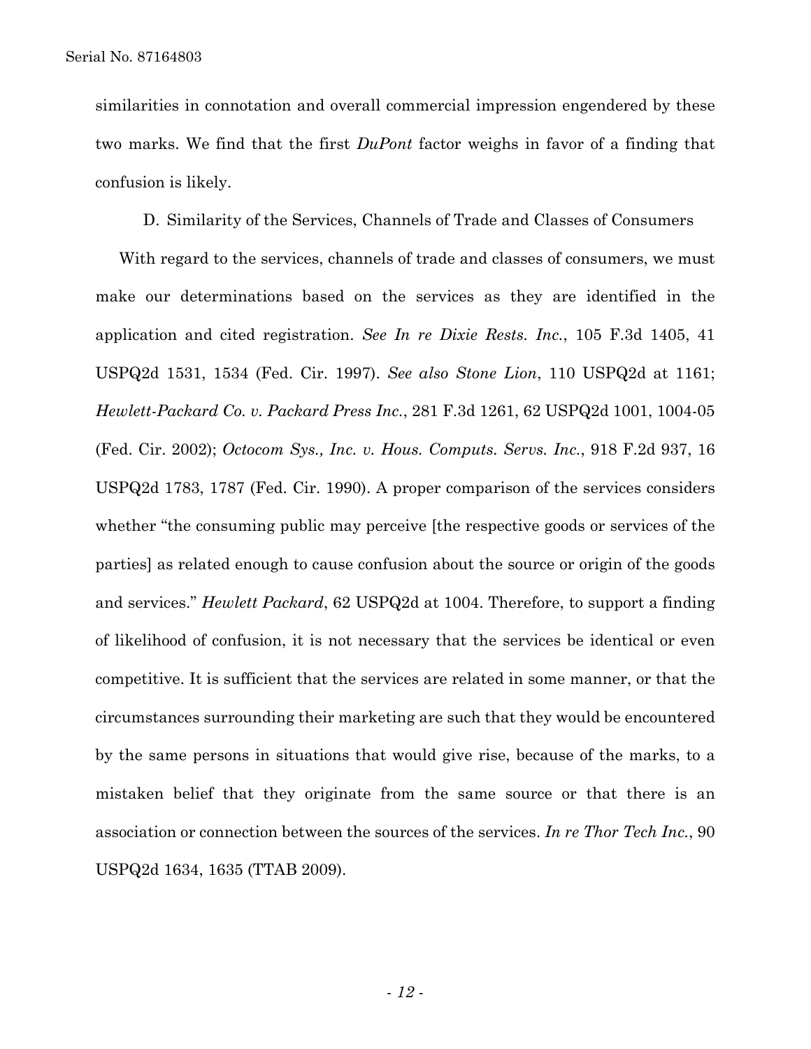similarities in connotation and overall commercial impression engendered by these two marks. We find that the first *DuPont* factor weighs in favor of a finding that confusion is likely.

D. Similarity of the Services, Channels of Trade and Classes of Consumers

With regard to the services, channels of trade and classes of consumers, we must make our determinations based on the services as they are identified in the application and cited registration. *See In re Dixie Rests. Inc.*, 105 F.3d 1405, 41 USPQ2d 1531, 1534 (Fed. Cir. 1997). *See also Stone Lion*, 110 USPQ2d at 1161; *Hewlett-Packard Co. v. Packard Press Inc.*, 281 F.3d 1261, 62 USPQ2d 1001, 1004-05 (Fed. Cir. 2002); *Octocom Sys., Inc. v. Hous. Computs. Servs. Inc.*, 918 F.2d 937, 16 USPQ2d 1783, 1787 (Fed. Cir. 1990). A proper comparison of the services considers whether "the consuming public may perceive [the respective goods or services of the parties] as related enough to cause confusion about the source or origin of the goods and services." *Hewlett Packard*, 62 USPQ2d at 1004. Therefore, to support a finding of likelihood of confusion, it is not necessary that the services be identical or even competitive. It is sufficient that the services are related in some manner, or that the circumstances surrounding their marketing are such that they would be encountered by the same persons in situations that would give rise, because of the marks, to a mistaken belief that they originate from the same source or that there is an association or connection between the sources of the services. *In re Thor Tech Inc.*, 90 USPQ2d 1634, 1635 (TTAB 2009).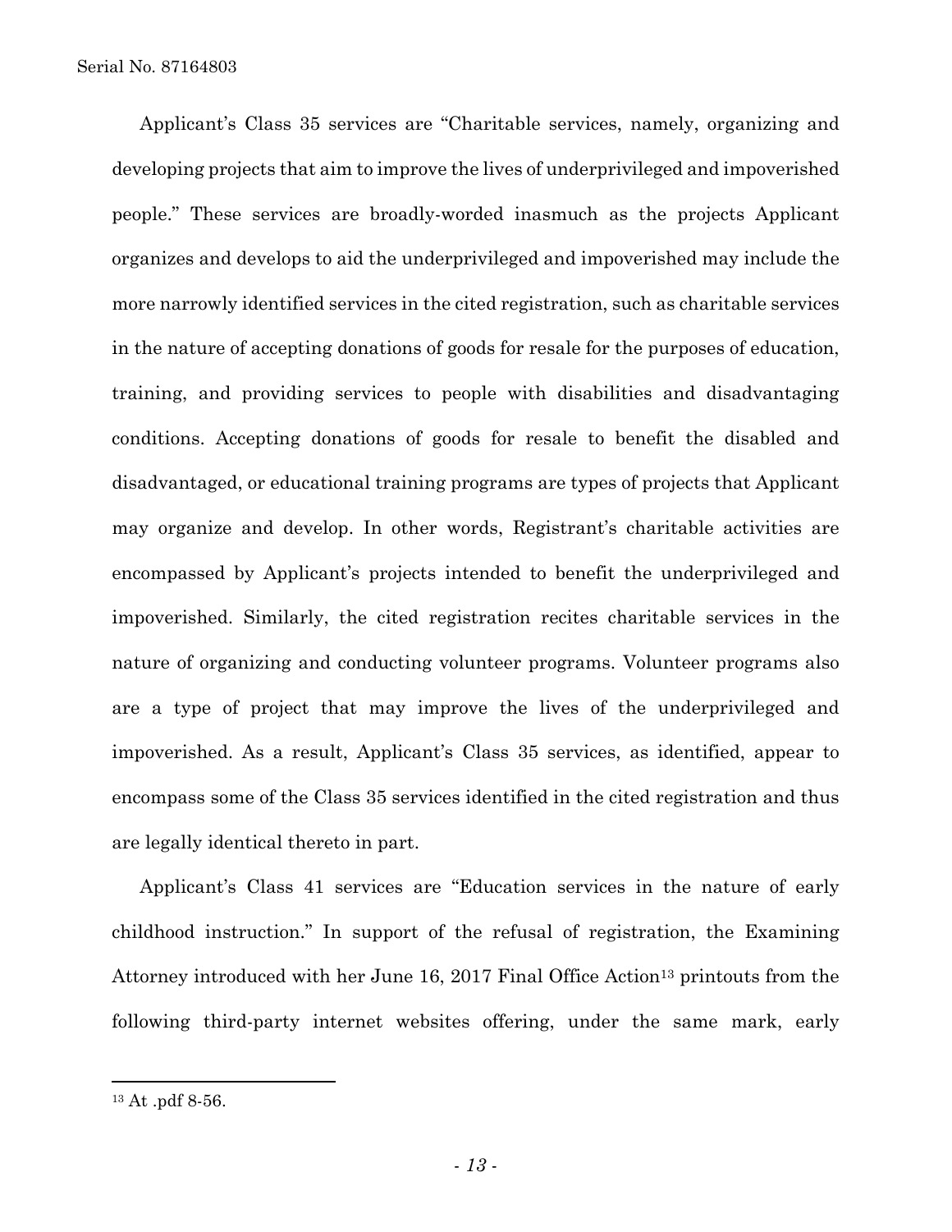Applicant's Class 35 services are "Charitable services, namely, organizing and developing projects that aim to improve the lives of underprivileged and impoverished people." These services are broadly-worded inasmuch as the projects Applicant organizes and develops to aid the underprivileged and impoverished may include the more narrowly identified services in the cited registration, such as charitable services in the nature of accepting donations of goods for resale for the purposes of education, training, and providing services to people with disabilities and disadvantaging conditions. Accepting donations of goods for resale to benefit the disabled and disadvantaged, or educational training programs are types of projects that Applicant may organize and develop. In other words, Registrant's charitable activities are encompassed by Applicant's projects intended to benefit the underprivileged and impoverished. Similarly, the cited registration recites charitable services in the nature of organizing and conducting volunteer programs. Volunteer programs also are a type of project that may improve the lives of the underprivileged and impoverished. As a result, Applicant's Class 35 services, as identified, appear to encompass some of the Class 35 services identified in the cited registration and thus are legally identical thereto in part.

Applicant's Class 41 services are "Education services in the nature of early childhood instruction." In support of the refusal of registration, the Examining Attorney introduced with her June 16, 2017 Final Office Action[13] printouts from the following third-party internet websites offering, under the same mark, early

---

[13] At .pdf 8-56.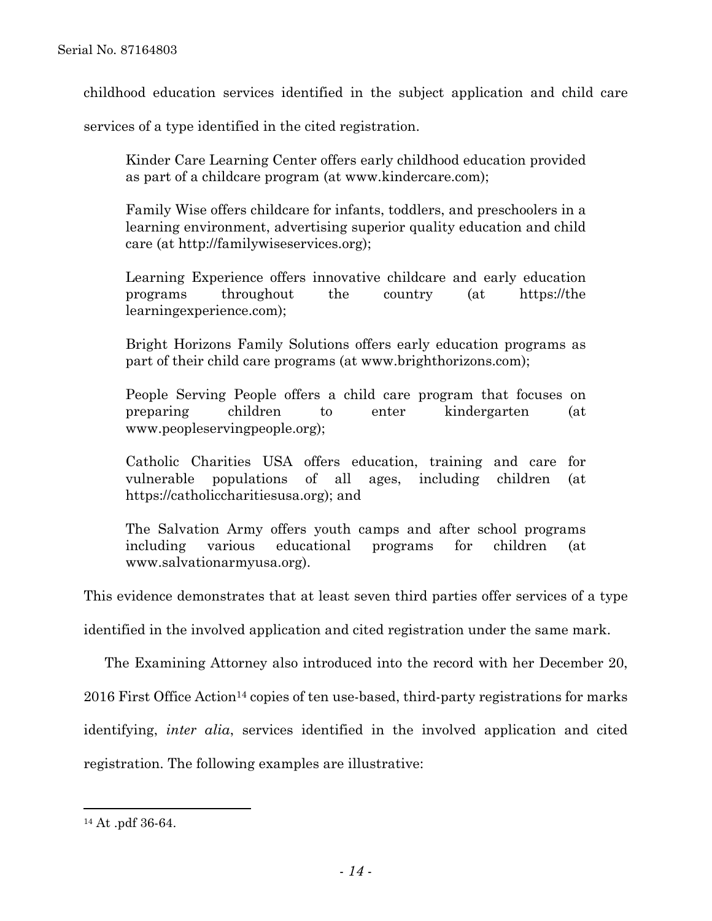childhood education services identified in the subject application and child care services of a type identified in the cited registration.

> Kinder Care Learning Center offers early childhood education provided as part of a childcare program (at www.kindercare.com);
>
> Family Wise offers childcare for infants, toddlers, and preschoolers in a learning environment, advertising superior quality education and child care (at http://familywiseservices.org);
>
> Learning Experience offers innovative childcare and early education programs throughout the country (at https://the learningexperience.com);
>
> Bright Horizons Family Solutions offers early education programs as part of their child care programs (at www.brighthorizons.com);
>
> People Serving People offers a child care program that focuses on preparing children to enter kindergarten (at www.peopleservingpeople.org);
>
> Catholic Charities USA offers education, training and care for vulnerable populations of all ages, including children (at https://catholiccharitiesusa.org); and
>
> The Salvation Army offers youth camps and after school programs including various educational programs for children (at www.salvationarmyusa.org).

This evidence demonstrates that at least seven third parties offer services of a type identified in the involved application and cited registration under the same mark.

The Examining Attorney also introduced into the record with her December 20, 2016 First Office Action[14] copies of ten use-based, third-party registrations for marks identifying, *inter alia*, services identified in the involved application and cited registration. The following examples are illustrative:

---

[14] At .pdf 36-64.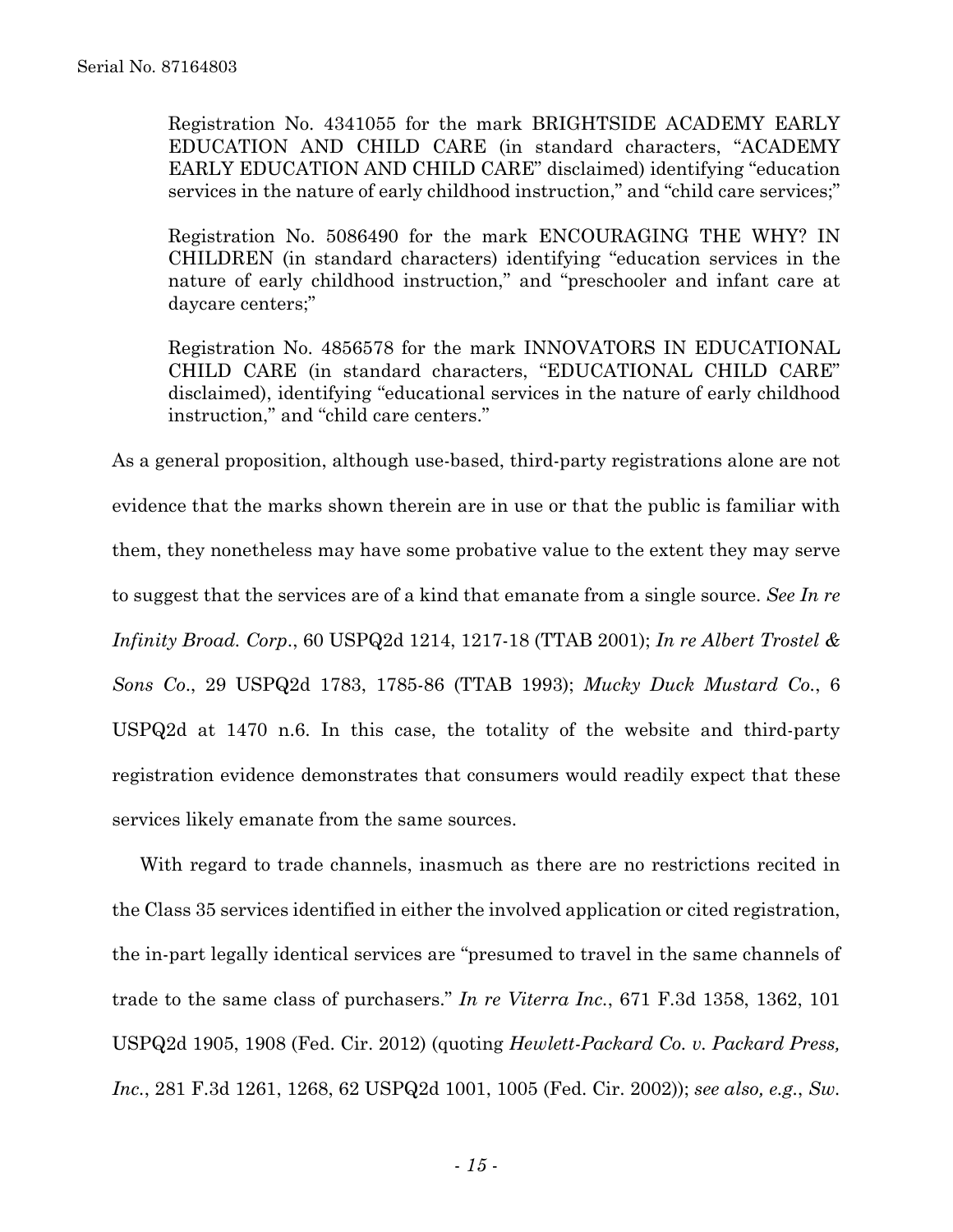> Registration No. 4341055 for the mark BRIGHTSIDE ACADEMY EARLY EDUCATION AND CHILD CARE (in standard characters, "ACADEMY EARLY EDUCATION AND CHILD CARE" disclaimed) identifying "education services in the nature of early childhood instruction," and "child care services;"
>
> Registration No. 5086490 for the mark ENCOURAGING THE WHY? IN CHILDREN (in standard characters) identifying "education services in the nature of early childhood instruction," and "preschooler and infant care at daycare centers;"
>
> Registration No. 4856578 for the mark INNOVATORS IN EDUCATIONAL CHILD CARE (in standard characters, "EDUCATIONAL CHILD CARE" disclaimed), identifying "educational services in the nature of early childhood instruction," and "child care centers."

As a general proposition, although use-based, third-party registrations alone are not evidence that the marks shown therein are in use or that the public is familiar with them, they nonetheless may have some probative value to the extent they may serve to suggest that the services are of a kind that emanate from a single source. *See In re Infinity Broad. Corp.*, 60 USPQ2d 1214, 1217-18 (TTAB 2001); *In re Albert Trostel & Sons Co.*, 29 USPQ2d 1783, 1785-86 (TTAB 1993); *Mucky Duck Mustard Co.*, 6 USPQ2d at 1470 n.6. In this case, the totality of the website and third-party registration evidence demonstrates that consumers would readily expect that these services likely emanate from the same sources.

With regard to trade channels, inasmuch as there are no restrictions recited in the Class 35 services identified in either the involved application or cited registration, the in-part legally identical services are "presumed to travel in the same channels of trade to the same class of purchasers." *In re Viterra Inc.*, 671 F.3d 1358, 1362, 101 USPQ2d 1905, 1908 (Fed. Cir. 2012) (quoting *Hewlett-Packard Co. v. Packard Press, Inc.*, 281 F.3d 1261, 1268, 62 USPQ2d 1001, 1005 (Fed. Cir. 2002)); *see also, e.g.*, *Sw.*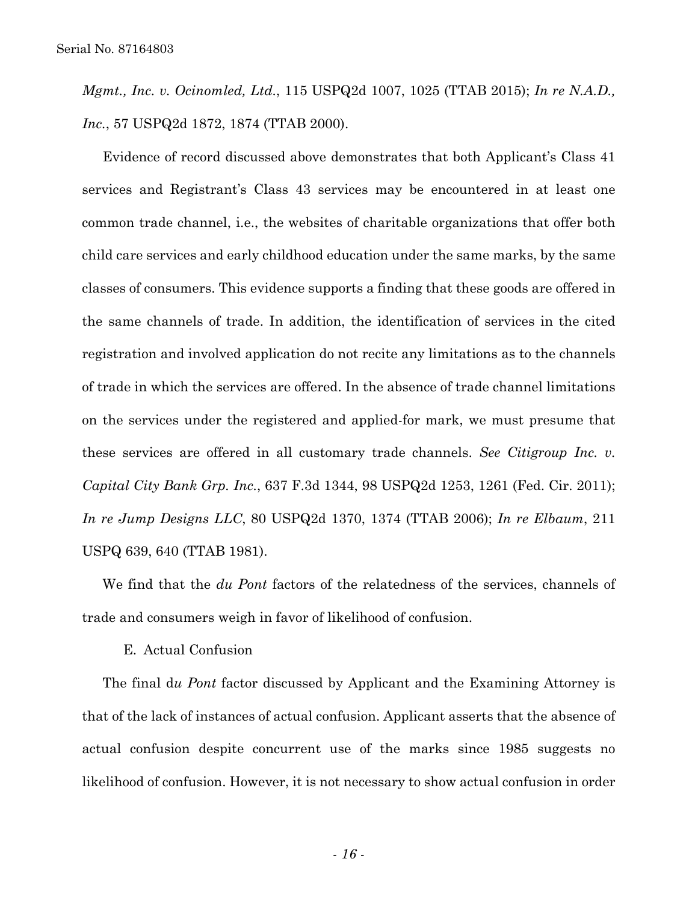*Mgmt., Inc. v. Ocinomled, Ltd.*, 115 USPQ2d 1007, 1025 (TTAB 2015); *In re N.A.D., Inc.*, 57 USPQ2d 1872, 1874 (TTAB 2000).

Evidence of record discussed above demonstrates that both Applicant's Class 41 services and Registrant's Class 43 services may be encountered in at least one common trade channel, i.e., the websites of charitable organizations that offer both child care services and early childhood education under the same marks, by the same classes of consumers. This evidence supports a finding that these goods are offered in the same channels of trade. In addition, the identification of services in the cited registration and involved application do not recite any limitations as to the channels of trade in which the services are offered. In the absence of trade channel limitations on the services under the registered and applied-for mark, we must presume that these services are offered in all customary trade channels. *See Citigroup Inc. v. Capital City Bank Grp. Inc.*, 637 F.3d 1344, 98 USPQ2d 1253, 1261 (Fed. Cir. 2011); *In re Jump Designs LLC*, 80 USPQ2d 1370, 1374 (TTAB 2006); *In re Elbaum*, 211 USPQ 639, 640 (TTAB 1981).

We find that the *du Pont* factors of the relatedness of the services, channels of trade and consumers weigh in favor of likelihood of confusion.

E. Actual Confusion

The final d*u Pont* factor discussed by Applicant and the Examining Attorney is that of the lack of instances of actual confusion. Applicant asserts that the absence of actual confusion despite concurrent use of the marks since 1985 suggests no likelihood of confusion. However, it is not necessary to show actual confusion in order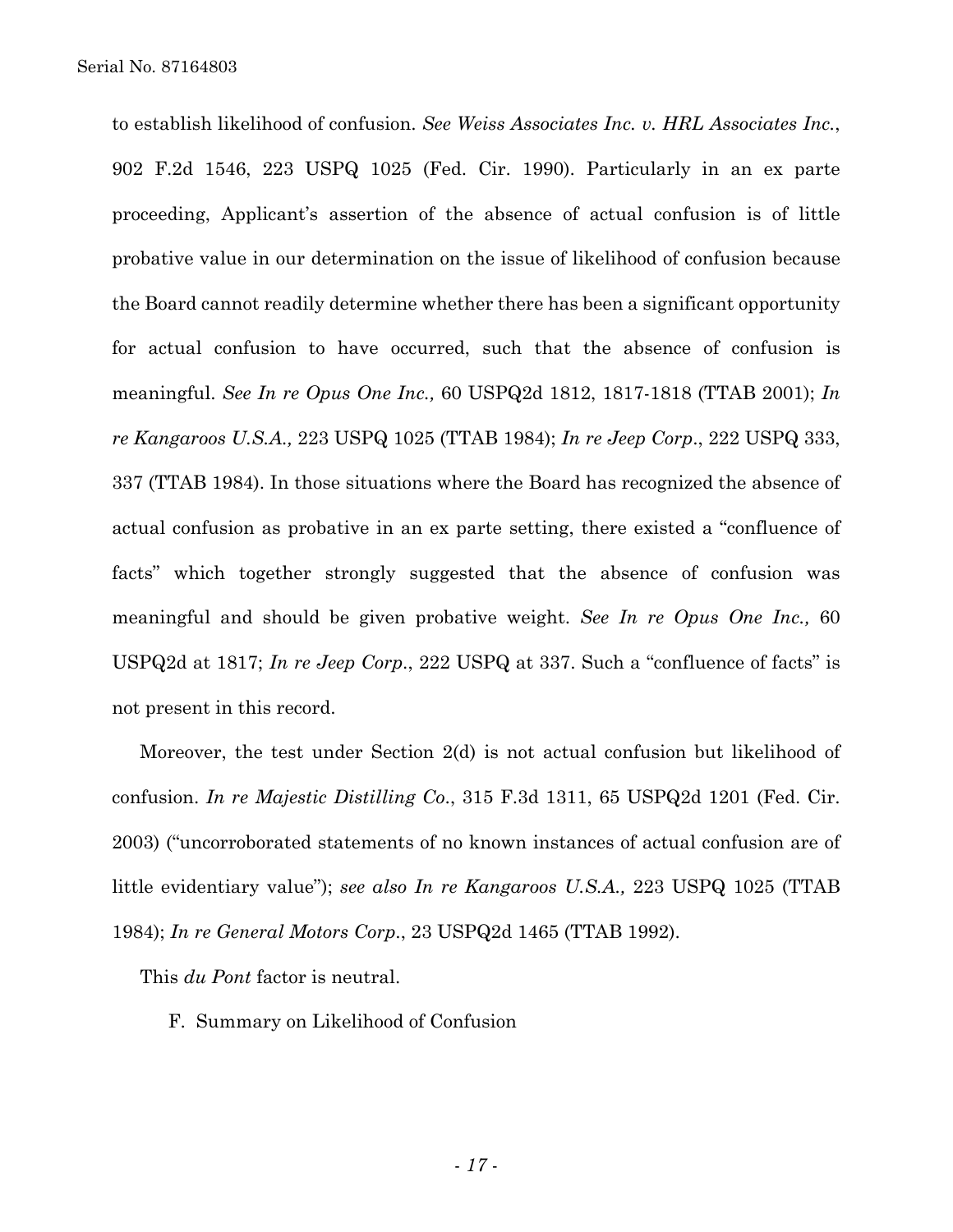to establish likelihood of confusion. *See Weiss Associates Inc. v. HRL Associates Inc.*, 902 F.2d 1546, 223 USPQ 1025 (Fed. Cir. 1990). Particularly in an ex parte proceeding, Applicant's assertion of the absence of actual confusion is of little probative value in our determination on the issue of likelihood of confusion because the Board cannot readily determine whether there has been a significant opportunity for actual confusion to have occurred, such that the absence of confusion is meaningful. *See In re Opus One Inc.,* 60 USPQ2d 1812, 1817-1818 (TTAB 2001); *In re Kangaroos U.S.A.,* 223 USPQ 1025 (TTAB 1984); *In re Jeep Corp*., 222 USPQ 333, 337 (TTAB 1984). In those situations where the Board has recognized the absence of actual confusion as probative in an ex parte setting, there existed a "confluence of facts" which together strongly suggested that the absence of confusion was meaningful and should be given probative weight. *See In re Opus One Inc.,* 60 USPQ2d at 1817; *In re Jeep Corp*., 222 USPQ at 337. Such a "confluence of facts" is not present in this record.

Moreover, the test under Section 2(d) is not actual confusion but likelihood of confusion. *In re Majestic Distilling Co*., 315 F.3d 1311, 65 USPQ2d 1201 (Fed. Cir. 2003) ("uncorroborated statements of no known instances of actual confusion are of little evidentiary value"); *see also In re Kangaroos U.S.A.,* 223 USPQ 1025 (TTAB 1984); *In re General Motors Corp*., 23 USPQ2d 1465 (TTAB 1992).

This *du Pont* factor is neutral.

F. Summary on Likelihood of Confusion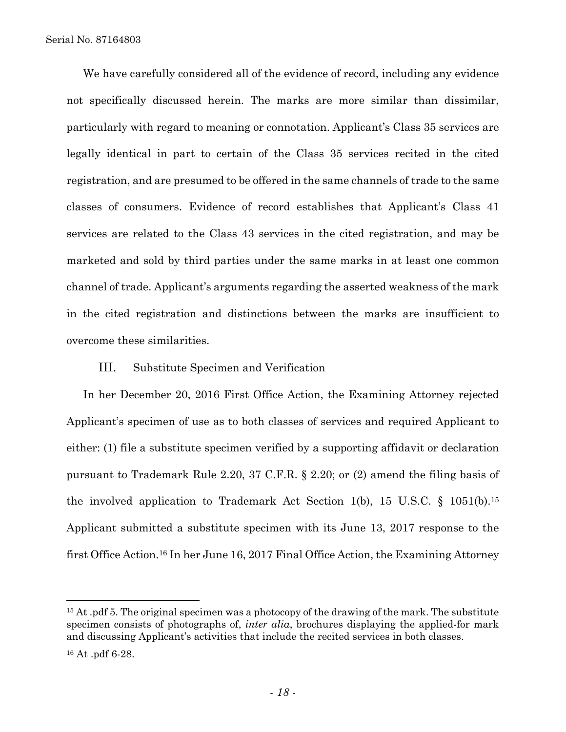We have carefully considered all of the evidence of record, including any evidence not specifically discussed herein. The marks are more similar than dissimilar, particularly with regard to meaning or connotation. Applicant's Class 35 services are legally identical in part to certain of the Class 35 services recited in the cited registration, and are presumed to be offered in the same channels of trade to the same classes of consumers. Evidence of record establishes that Applicant's Class 41 services are related to the Class 43 services in the cited registration, and may be marketed and sold by third parties under the same marks in at least one common channel of trade. Applicant's arguments regarding the asserted weakness of the mark in the cited registration and distinctions between the marks are insufficient to overcome these similarities.

## III. Substitute Specimen and Verification

In her December 20, 2016 First Office Action, the Examining Attorney rejected Applicant's specimen of use as to both classes of services and required Applicant to either: (1) file a substitute specimen verified by a supporting affidavit or declaration pursuant to Trademark Rule 2.20, 37 C.F.R. § 2.20; or (2) amend the filing basis of the involved application to Trademark Act Section 1(b), 15 U.S.C. § 1051(b).[15] Applicant submitted a substitute specimen with its June 13, 2017 response to the first Office Action.[16] In her June 16, 2017 Final Office Action, the Examining Attorney

---

[15] At .pdf 5. The original specimen was a photocopy of the drawing of the mark. The substitute specimen consists of photographs of, *inter alia*, brochures displaying the applied-for mark and discussing Applicant's activities that include the recited services in both classes.

[16] At .pdf 6-28.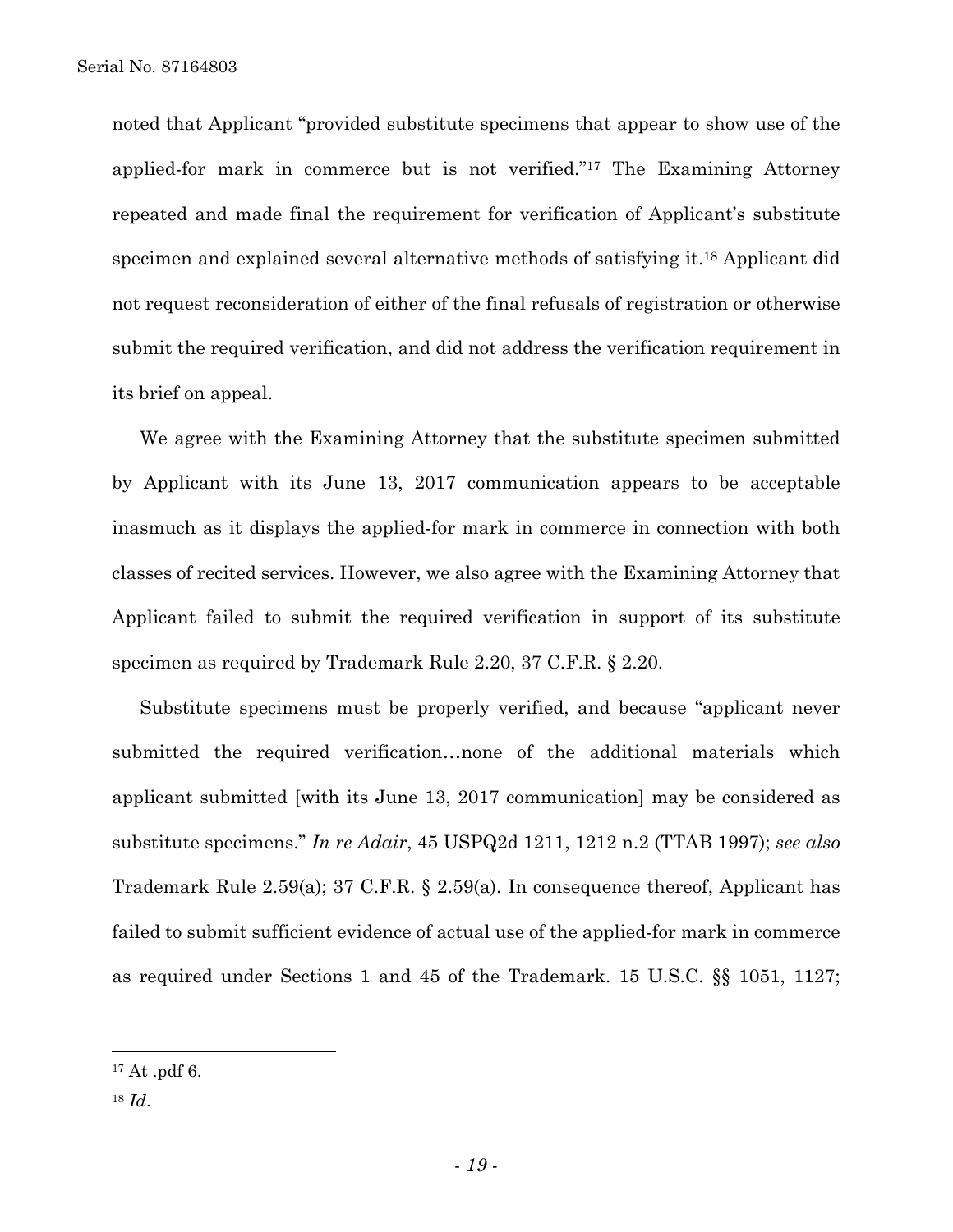noted that Applicant "provided substitute specimens that appear to show use of the applied-for mark in commerce but is not verified."[17] The Examining Attorney repeated and made final the requirement for verification of Applicant's substitute specimen and explained several alternative methods of satisfying it.[18] Applicant did not request reconsideration of either of the final refusals of registration or otherwise submit the required verification, and did not address the verification requirement in its brief on appeal.

We agree with the Examining Attorney that the substitute specimen submitted by Applicant with its June 13, 2017 communication appears to be acceptable inasmuch as it displays the applied-for mark in commerce in connection with both classes of recited services. However, we also agree with the Examining Attorney that Applicant failed to submit the required verification in support of its substitute specimen as required by Trademark Rule 2.20, 37 C.F.R. § 2.20.

Substitute specimens must be properly verified, and because "applicant never submitted the required verification…none of the additional materials which applicant submitted [with its June 13, 2017 communication] may be considered as substitute specimens." *In re Adair*, 45 USPQ2d 1211, 1212 n.2 (TTAB 1997); *see also* Trademark Rule 2.59(a); 37 C.F.R. § 2.59(a). In consequence thereof, Applicant has failed to submit sufficient evidence of actual use of the applied-for mark in commerce as required under Sections 1 and 45 of the Trademark. 15 U.S.C. §§ 1051, 1127;

---

[17] At .pdf 6.

[18] *Id*.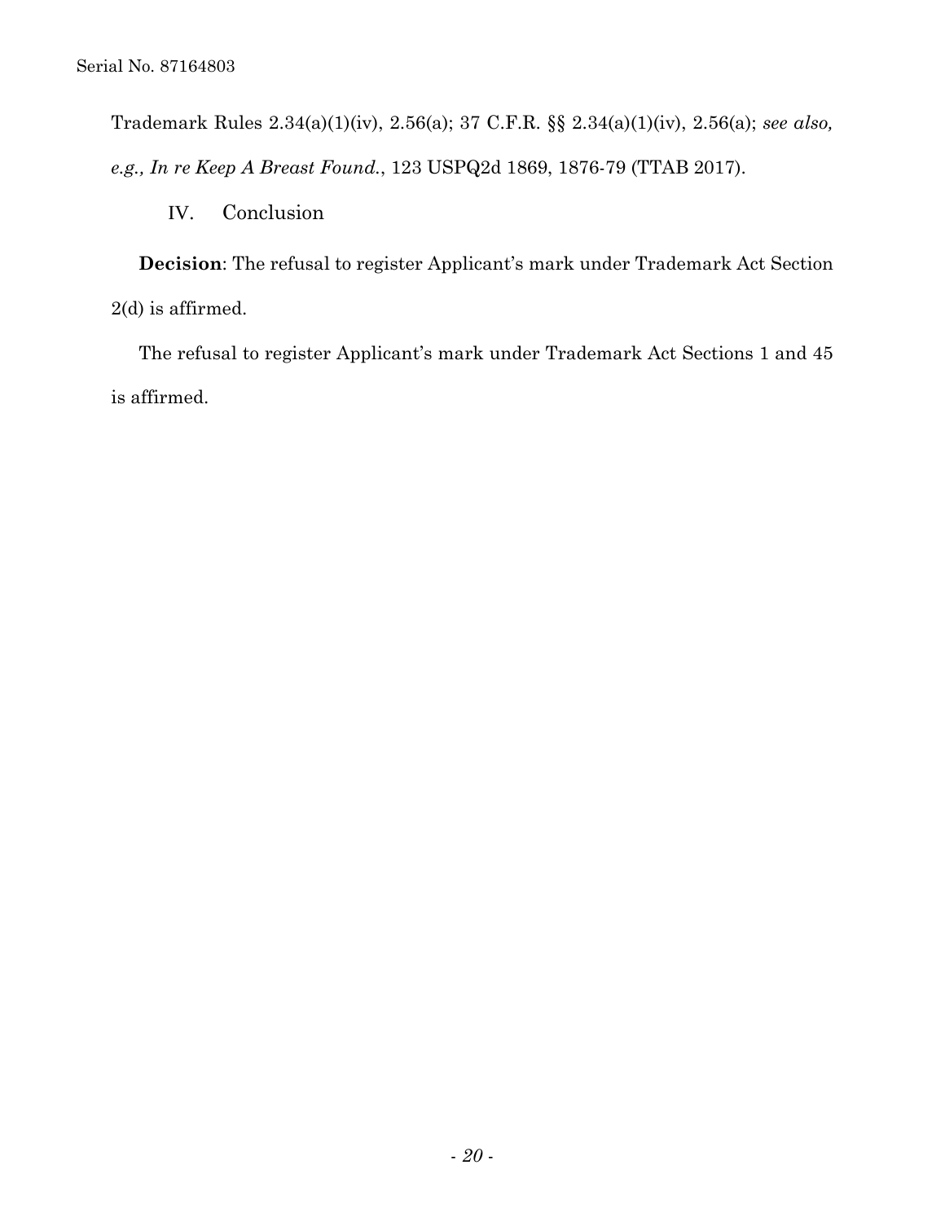Trademark Rules 2.34(a)(1)(iv), 2.56(a); 37 C.F.R. §§ 2.34(a)(1)(iv), 2.56(a); *see also, e.g., In re Keep A Breast Found.*, 123 USPQ2d 1869, 1876-79 (TTAB 2017).

## IV. Conclusion

**Decision**: The refusal to register Applicant's mark under Trademark Act Section 2(d) is affirmed.

The refusal to register Applicant's mark under Trademark Act Sections 1 and 45 is affirmed.